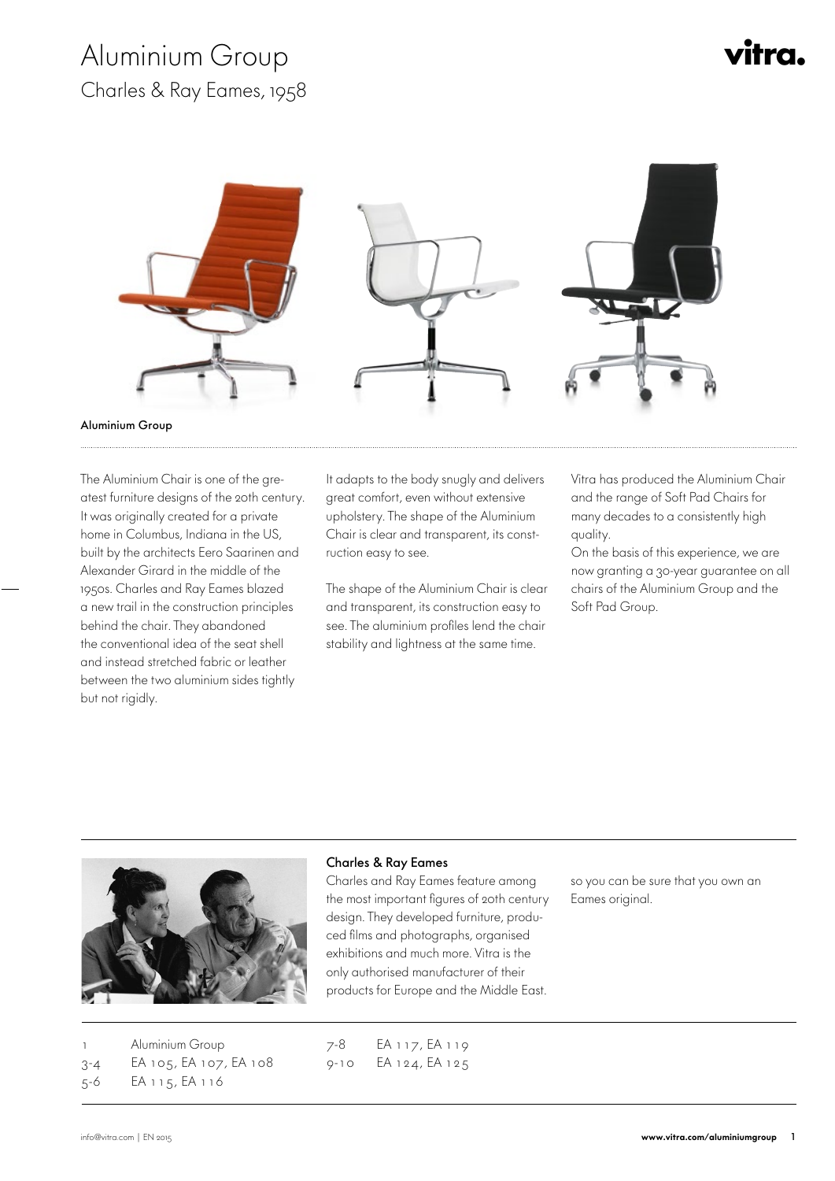# Aluminium Group

## Charles & Ray Eames, 1958

vitra.

**Aluminium Group**

The Aluminium Chair is one of the greatest furniture designs of the 20th century. It was originally created for a private home in Columbus, Indiana in the US, built by the architects Eero Saarinen and Alexander Girard in the middle of the 1950s. Charles and Ray Eames blazed a new trail in the construction principles behind the chair. They abandoned the conventional idea of the seat shell and instead stretched fabric or leather between the two aluminium sides tightly but not rigidly.

It adapts to the body snugly and delivers great comfort, even without extensive upholstery. The shape of the Aluminium Chair is clear and transparent, its construction easy to see.

The shape of the Aluminium Chair is clear and transparent, its construction easy to see. The aluminium profiles lend the chair stability and lightness at the same time.

Vitra has produced the Aluminium Chair and the range of Soft Pad Chairs for many decades to a consistently high quality.
On the basis of this experience, we are now granting a 30-year guarantee on all chairs of the Aluminium Group and the Soft Pad Group.

### Charles & Ray Eames

Charles and Ray Eames feature among the most important figures of 20th century design. They developed furniture, produced films and photographs, organised exhibitions and much more. Vitra is the only authorised manufacturer of their products for Europe and the Middle East, so you can be sure that you own an Eames original.

| | |
|---|---|
| 1 | Aluminium Group |
| 3-4 | EA 105, EA 107, EA 108 |
| 5-6 | EA 115, EA 116 |
| 7-8 | EA 117, EA 119 |
| 9-10 | EA 124, EA 125 |

info@vitra.com | EN 2015

www.vitra.com/aluminiumgroup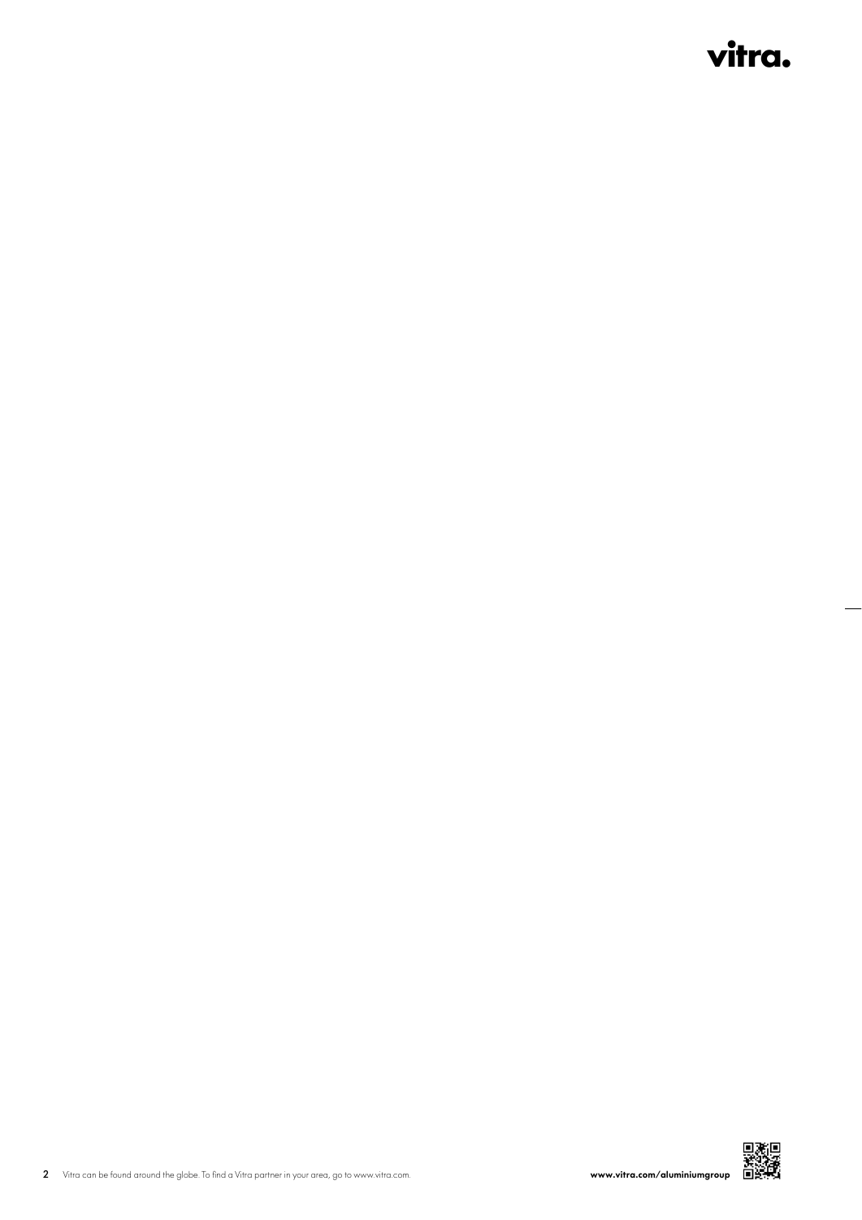Vitra can be found around the globe. To find a Vitra partner in your area, go to www.vitra.com.

**www.vitra.com/aluminiumgroup**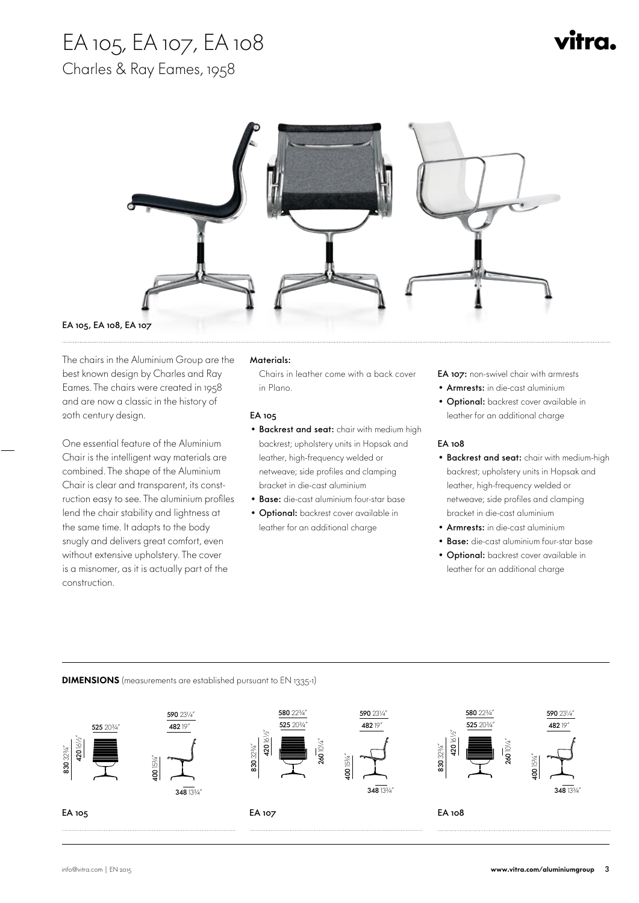# EA 105, EA 107, EA 108

## Charles & Ray Eames, 1958

EA 105, EA 108, EA 107

The chairs in the Aluminium Group are the best known design by Charles and Ray Eames. The chairs were created in 1958 and are now a classic in the history of 20th century design.

One essential feature of the Aluminium Chair is the intelligent way materials are combined. The shape of the Aluminium Chair is clear and transparent, its construction easy to see. The aluminium profiles lend the chair stability and lightness at the same time. It adapts to the body snugly and delivers great comfort, even without extensive upholstery. The cover is a misnomer, as it is actually part of the construction.

**Materials:**

Chairs in leather come with a back cover in Plano.

**EA 105**

- **Backrest and seat:** chair with medium high backrest; upholstery units in Hopsak and leather, high-frequency welded or netweave; side profiles and clamping bracket in die-cast aluminium
- **Base:** die-cast aluminium four-star base
- **Optional:** backrest cover available in leather for an additional charge

**EA 107:** non-swivel chair with armrests

- **Armrests:** in die-cast aluminium
- **Optional:** backrest cover available in leather for an additional charge

**EA 108**

- **Backrest and seat:** chair with medium-high backrest; upholstery units in Hopsak and leather, high-frequency welded or netweave; side profiles and clamping bracket in die-cast aluminium
- **Armrests:** in die-cast aluminium
- **Base:** die-cast aluminium four-star base
- **Optional:** backrest cover available in leather for an additional charge

**DIMENSIONS** (measurements are established pursuant to EN 1335-1)

EA 105: 830 32¾", 420 16½", 525 20¾", 590 23¼", 482 19", 400 15¾", 348 13¾"

EA 107: 830 32¾", 420 16½", 580 22¾", 525 20¾", 260 10¼", 590 23¼", 482 19", 400 15¾", 348 13¾"

EA 108: 830 32¾", 420 16½", 580 22¾", 525 20¾", 260 10¼", 590 23¼", 482 19", 400 15¾", 348 13¾"

info@vitra.com | EN 2015

**www.vitra.com/aluminiumgroup**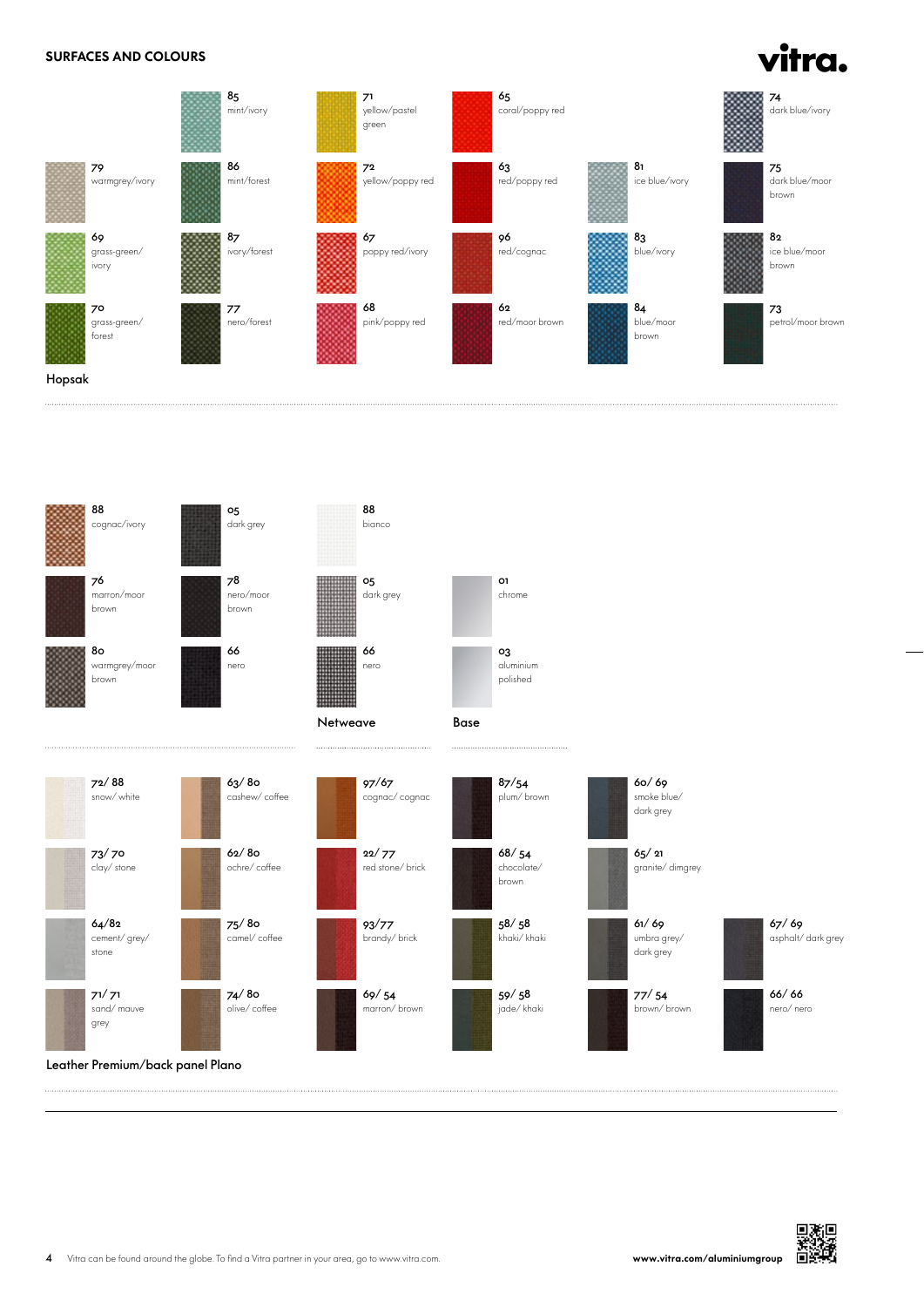## SURFACES AND COLOURS

### Hopsak

- 85 mint/ivory
- 79 warmgrey/ivory
- 86 mint/forest
- 69 grass-green/ivory
- 87 ivory/forest
- 70 grass-green/forest
- 77 nero/forest
- 71 yellow/pastel green
- 72 yellow/poppy red
- 67 poppy red/ivory
- 68 pink/poppy red
- 65 coral/poppy red
- 63 red/poppy red
- 96 red/cognac
- 62 red/moor brown
- 81 ice blue/ivory
- 83 blue/ivory
- 84 blue/moor brown
- 74 dark blue/ivory
- 75 dark blue/moor brown
- 82 ice blue/moor brown
- 73 petrol/moor brown

- 88 cognac/ivory
- 76 marron/moor brown
- 80 warmgrey/moor brown
- 05 dark grey
- 78 nero/moor brown
- 66 nero

### Netweave

- 88 bianco
- 05 dark grey
- 66 nero

### Base

- 01 chrome
- 03 aluminium polished

### Leather Premium/back panel Plano

- 72/ 88 snow/ white
- 73/ 70 clay/ stone
- 64/82 cement/ grey/ stone
- 71/ 71 sand/ mauve grey
- 63/ 80 cashew/ coffee
- 62/ 80 ochre/ coffee
- 75/ 80 camel/ coffee
- 74/ 80 olive/ coffee
- 97/67 cognac/ cognac
- 22/ 77 red stone/ brick
- 93/77 brandy/ brick
- 69/ 54 marron/ brown
- 87/54 plum/ brown
- 68/ 54 chocolate/ brown
- 58/ 58 khaki/ khaki
- 59/ 58 jade/ khaki
- 60/ 69 smoke blue/ dark grey
- 65/ 21 granite/ dimgrey
- 61/ 69 umbra grey/ dark grey
- 77/ 54 brown/ brown
- 67/ 69 asphalt/ dark grey
- 66/ 66 nero/ nero

Vitra can be found around the globe. To find a Vitra partner in your area, go to www.vitra.com.

**www.vitra.com/aluminiumgroup**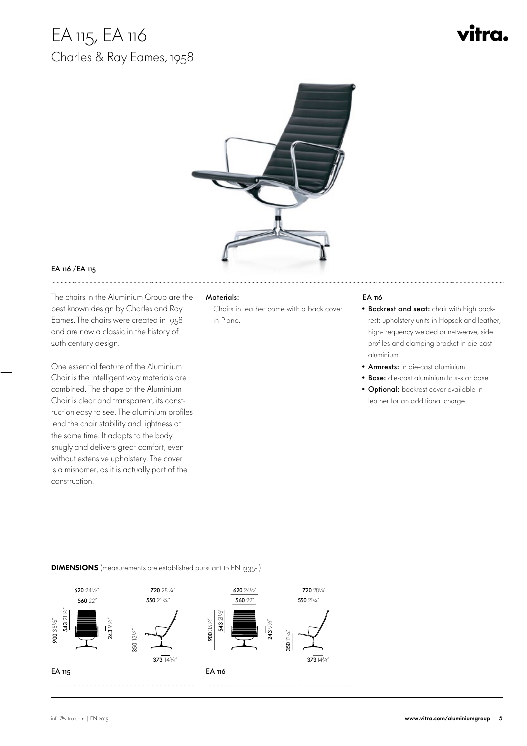# EA 115, EA 116

## Charles & Ray Eames, 1958

vitra.

EA 116 /EA 115

The chairs in the Aluminium Group are the best known design by Charles and Ray Eames. The chairs were created in 1958 and are now a classic in the history of 20th century design.

One essential feature of the Aluminium Chair is the intelligent way materials are combined. The shape of the Aluminium Chair is clear and transparent, its construction easy to see. The aluminium profiles lend the chair stability and lightness at the same time. It adapts to the body snugly and delivers great comfort, even without extensive upholstery. The cover is a misnomer, as it is actually part of the construction.

**Materials:**

Chairs in leather come with a back cover in Plano.

**EA 116**

- **Backrest and seat:** chair with high backrest; upholstery units in Hopsak and leather, high-frequency welded or netweave; side profiles and clamping bracket in die-cast aluminium
- **Armrests:** in die-cast aluminium
- **Base:** die-cast aluminium four-star base
- **Optional:** backrest cover available in leather for an additional charge

**DIMENSIONS** (measurements are established pursuant to EN 1335-1)

**EA 115**

620 24½″, 560 22″, 900 35½″, 543 21½″, 243 9½″, 720 28¼″, 550 21¾″, 350 13¾″, 373 14¾″

**EA 116**

620 24½″, 560 22″, 900 35½″, 543 21½″, 243 9½″, 720 28¼″, 550 21¾″, 350 13¾″, 373 14¾″

info@vitra.com | EN 2015

**www.vitra.com/aluminiumgroup**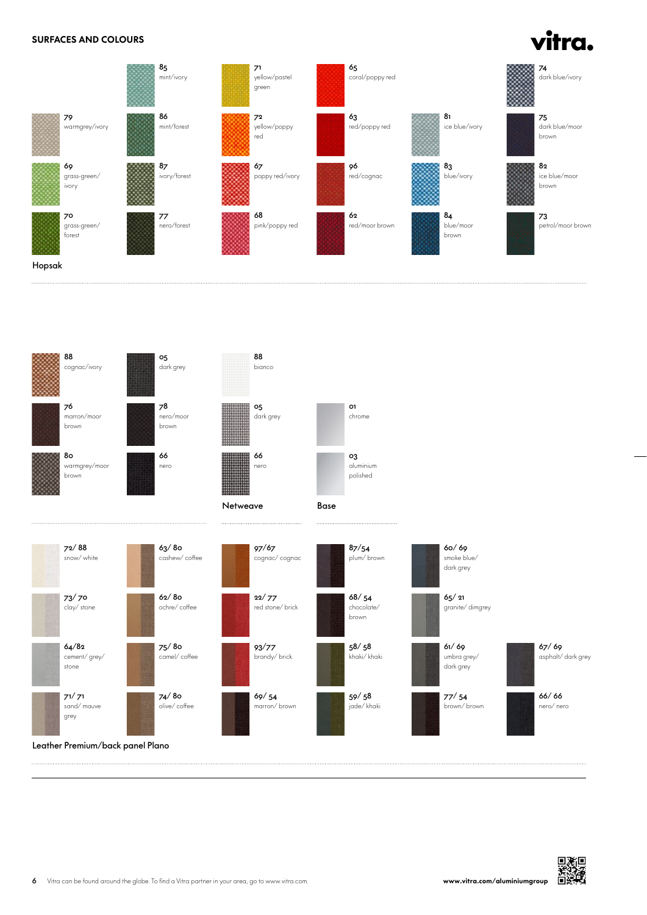## SURFACES AND COLOURS

### Hopsak

- 85 mint/ivory
- 79 warmgrey/ivory
- 86 mint/forest
- 69 grass-green/ivory
- 87 ivory/forest
- 70 grass-green/forest
- 77 nero/forest
- 71 yellow/pastel green
- 72 yellow/poppy red
- 67 poppy red/ivory
- 68 pink/poppy red
- 65 coral/poppy red
- 63 red/poppy red
- 96 red/cognac
- 62 red/moor brown
- 81 ice blue/ivory
- 83 blue/ivory
- 84 blue/moor brown
- 74 dark blue/ivory
- 75 dark blue/moor brown
- 82 ice blue/moor brown
- 73 petrol/moor brown

---

- 88 cognac/ivory
- 76 marron/moor brown
- 80 warmgrey/moor brown
- 05 dark grey
- 78 nero/moor brown
- 66 nero

### Netweave

- 88 bianco
- 05 dark grey
- 66 nero

### Base

- 01 chrome
- 03 aluminium polished

### Leather Premium/back panel Plano

- 72/ 88 snow/ white
- 73/ 70 clay/ stone
- 64/82 cement/ grey/ stone
- 71/ 71 sand/ mauve grey
- 63/ 80 cashew/ coffee
- 62/ 80 ochre/ coffee
- 75/ 80 camel/ coffee
- 74/ 80 olive/ coffee
- 97/67 cognac/ cognac
- 22/ 77 red stone/ brick
- 93/77 brandy/ brick
- 69/ 54 marron/ brown
- 87/54 plum/ brown
- 68/ 54 chocolate/ brown
- 58/ 58 khaki/ khaki
- 59/ 58 jade/ khaki
- 60/ 69 smoke blue/ dark grey
- 65/ 21 granite/ dimgrey
- 61/ 69 umbra grey/ dark grey
- 77/ 54 brown/ brown
- 67/ 69 asphalt/ dark grey
- 66/ 66 nero/ nero

Vitra can be found around the globe. To find a Vitra partner in your area, go to www.vitra.com.

www.vitra.com/aluminiumgroup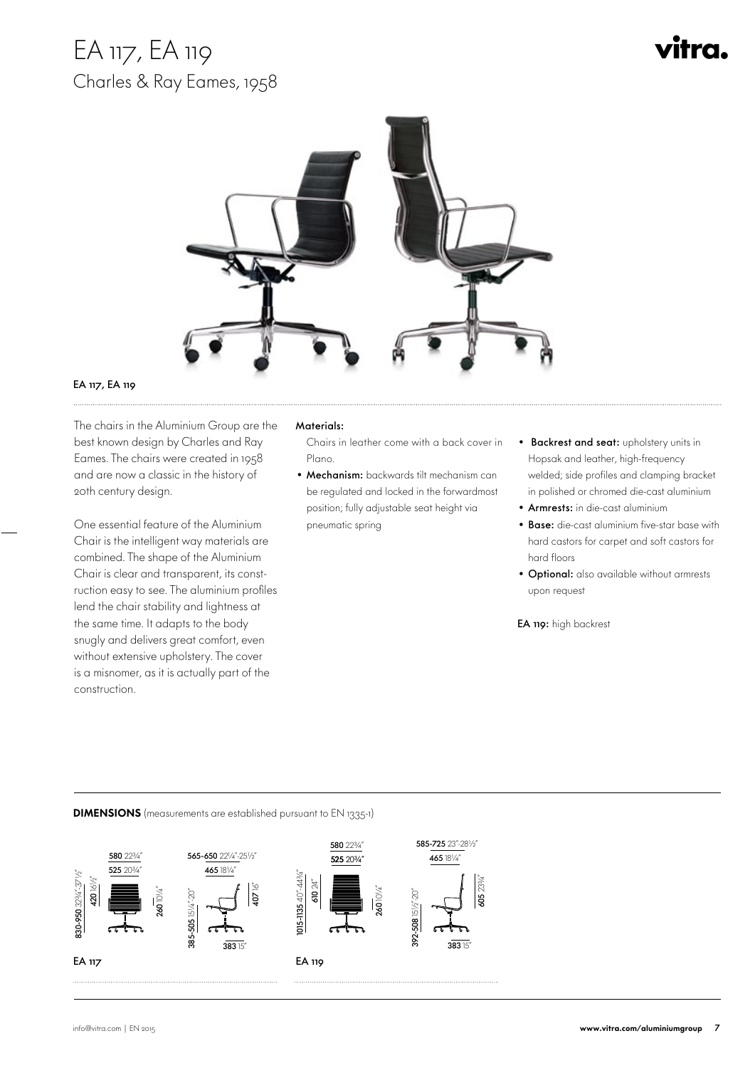# EA 117, EA 119

## Charles & Ray Eames, 1958

vitra.

**EA 117, EA 119**

The chairs in the Aluminium Group are the best known design by Charles and Ray Eames. The chairs were created in 1958 and are now a classic in the history of 20th century design.

One essential feature of the Aluminium Chair is the intelligent way materials are combined. The shape of the Aluminium Chair is clear and transparent, its construction easy to see. The aluminium profiles lend the chair stability and lightness at the same time. It adapts to the body snugly and delivers great comfort, even without extensive upholstery. The cover is a misnomer, as it is actually part of the construction.

**Materials:**

Chairs in leather come with a back cover in Plano.

- **Mechanism:** backwards tilt mechanism can be regulated and locked in the forwardmost position; fully adjustable seat height via pneumatic spring
- **Backrest and seat:** upholstery units in Hopsak and leather, high-frequency welded; side profiles and clamping bracket in polished or chromed die-cast aluminium
- **Armrests:** in die-cast aluminium
- **Base:** die-cast aluminium five-star base with hard castors for carpet and soft castors for hard floors
- **Optional:** also available without armrests upon request

**EA 119:** high backrest

**DIMENSIONS** (measurements are established pursuant to EN 1335-1)

**EA 117**

- 580 22¾"
- 525 20¾"
- 830-950 32¾"-37½"
- 420 16½"
- 260 10¼"
- 565-650 22¼"-25½"
- 465 18¼"
- 385-505 15¼"-20"
- 407 16"
- 383 15"

**EA 119**

- 580 22¾"
- 525 20¾"
- 1015-1135 40"-44¾"
- 610 24"
- 260 10¼"
- 585-725 23"-28½"
- 465 18¼"
- 392-508 15½"-20"
- 605 23¾"
- 383 15"

info@vitra.com | EN 2015

**www.vitra.com/aluminiumgroup**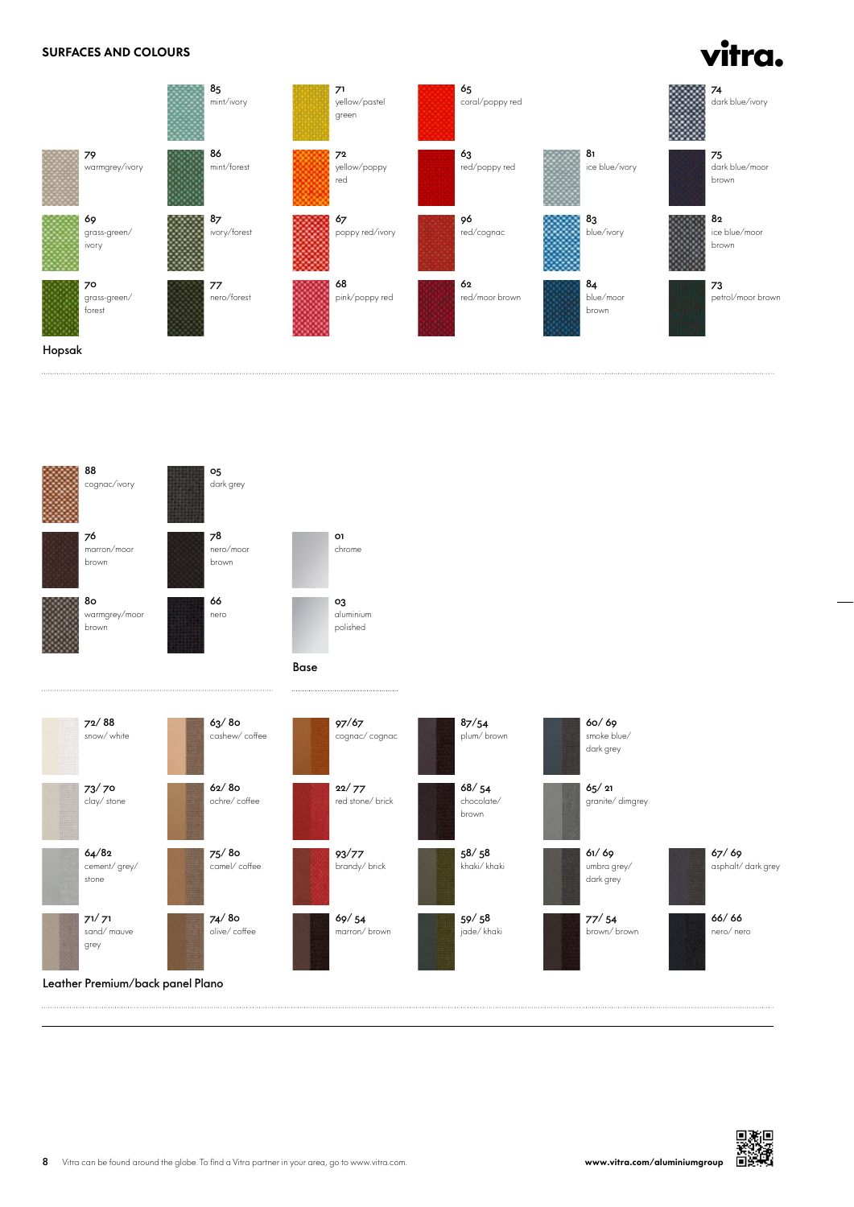## SURFACES AND COLOURS

vitra.

### Hopsak

- 85 mint/ivory
- 86 mint/forest
- 87 ivory/forest
- 77 nero/forest
- 79 warmgrey/ivory
- 69 grass-green/ ivory
- 70 grass-green/ forest
- 71 yellow/pastel green
- 72 yellow/poppy red
- 67 poppy red/ivory
- 68 pink/poppy red
- 65 coral/poppy red
- 63 red/poppy red
- 96 red/cognac
- 62 red/moor brown
- 81 ice blue/ivory
- 83 blue/ivory
- 84 blue/moor brown
- 74 dark blue/ivory
- 75 dark blue/moor brown
- 82 ice blue/moor brown
- 73 petrol/moor brown
- 88 cognac/ivory
- 76 marron/moor brown
- 80 warmgrey/moor brown
- 05 dark grey
- 78 nero/moor brown
- 66 nero

### Base

- 01 chrome
- 03 aluminium polished

### Leather Premium/back panel Plano

- 72/ 88 snow/ white
- 73/ 70 clay/ stone
- 64/82 cement/ grey/ stone
- 71/ 71 sand/ mauve grey
- 63/ 80 cashew/ coffee
- 62/ 80 ochre/ coffee
- 75/ 80 camel/ coffee
- 74/ 80 olive/ coffee
- 97/67 cognac/ cognac
- 22/ 77 red stone/ brick
- 93/77 brandy/ brick
- 69/ 54 marron/ brown
- 87/54 plum/ brown
- 68/ 54 chocolate/ brown
- 58/ 58 khaki/ khaki
- 59/ 58 jade/ khaki
- 60/ 69 smoke blue/ dark grey
- 65/ 21 granite/ dimgrey
- 61/ 69 umbra grey/ dark grey
- 77/ 54 brown/ brown
- 67/ 69 asphalt/ dark grey
- 66/ 66 nero/ nero

Vitra can be found around the globe. To find a Vitra partner in your area, go to www.vitra.com.

www.vitra.com/aluminiumgroup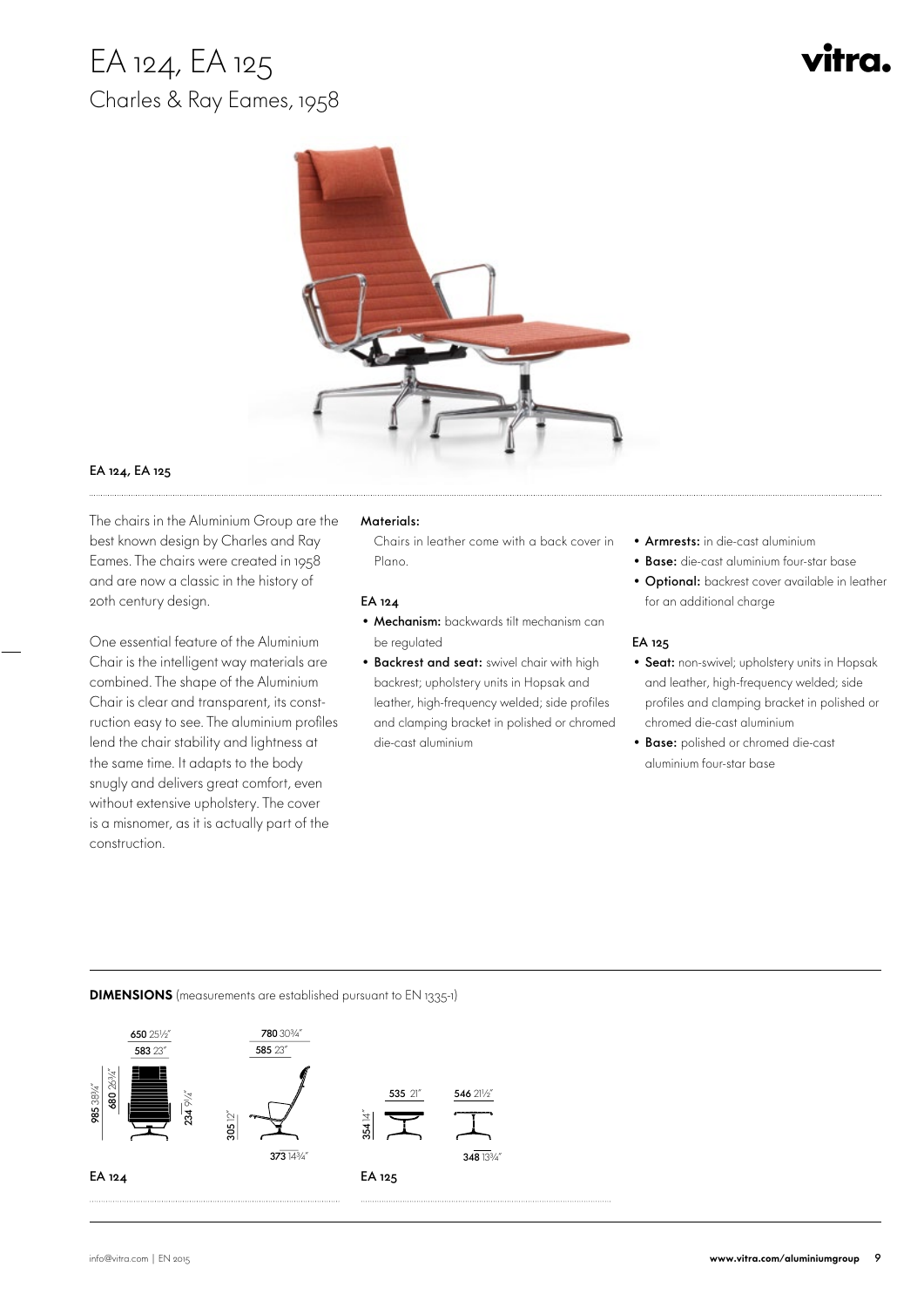# EA 124, EA 125

## Charles & Ray Eames, 1958

vitra.

EA 124, EA 125

The chairs in the Aluminium Group are the best known design by Charles and Ray Eames. The chairs were created in 1958 and are now a classic in the history of 20th century design.

One essential feature of the Aluminium Chair is the intelligent way materials are combined. The shape of the Aluminium Chair is clear and transparent, its construction easy to see. The aluminium profiles lend the chair stability and lightness at the same time. It adapts to the body snugly and delivers great comfort, even without extensive upholstery. The cover is a misnomer, as it is actually part of the construction.

**Materials:**

Chairs in leather come with a back cover in Plano.

**EA 124**

- **Mechanism:** backwards tilt mechanism can be regulated
- **Backrest and seat:** swivel chair with high backrest; upholstery units in Hopsak and leather, high-frequency welded; side profiles and clamping bracket in polished or chromed die-cast aluminium
- **Armrests:** in die-cast aluminium
- **Base:** die-cast aluminium four-star base
- **Optional:** backrest cover available in leather for an additional charge

**EA 125**

- **Seat:** non-swivel; upholstery units in Hopsak and leather, high-frequency welded; side profiles and clamping bracket in polished or chromed die-cast aluminium
- **Base:** polished or chromed die-cast aluminium four-star base

**DIMENSIONS** (measurements are established pursuant to EN 1335-1)

EA 124: 650 25½″, 583 23″, 985 38¾″, 680 26¾″, 234 9¼″, 780 30¾″, 585 23″, 305 12″, 373 14¾″

EA 125: 535 21″, 546 21½″, 354 14″, 348 13¾″

info@vitra.com | EN 2015

www.vitra.com/aluminiumgroup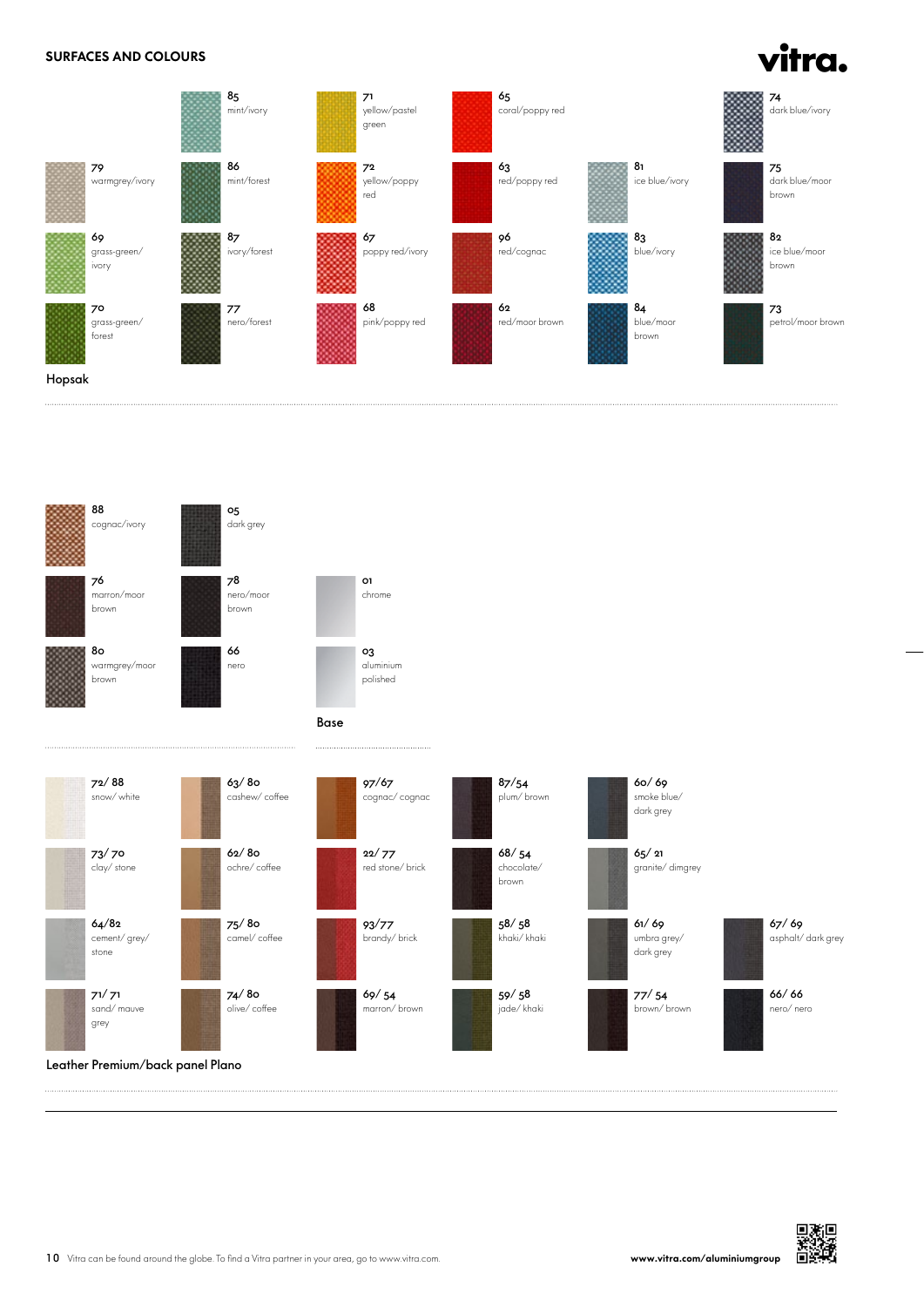## SURFACES AND COLOURS

### Hopsak

- 85 mint/ivory
- 79 warmgrey/ivory
- 86 mint/forest
- 69 grass-green/ivory
- 87 ivory/forest
- 70 grass-green/forest
- 77 nero/forest
- 71 yellow/pastel green
- 72 yellow/poppy red
- 67 poppy red/ivory
- 68 pink/poppy red
- 65 coral/poppy red
- 63 red/poppy red
- 96 red/cognac
- 62 red/moor brown
- 81 ice blue/ivory
- 83 blue/ivory
- 84 blue/moor brown
- 74 dark blue/ivory
- 75 dark blue/moor brown
- 82 ice blue/moor brown
- 73 petrol/moor brown
- 88 cognac/ivory
- 76 marron/moor brown
- 80 warmgrey/moor brown
- 05 dark grey
- 78 nero/moor brown
- 66 nero

### Base

- 01 chrome
- 03 aluminium polished

### Leather Premium/back panel Plano

- 72/ 88 snow/ white
- 73/ 70 clay/ stone
- 64/82 cement/ grey/ stone
- 71/ 71 sand/ mauve grey
- 63/ 80 cashew/ coffee
- 62/ 80 ochre/ coffee
- 75/ 80 camel/ coffee
- 74/ 80 olive/ coffee
- 97/67 cognac/ cognac
- 22/ 77 red stone/ brick
- 93/77 brandy/ brick
- 69/ 54 marron/ brown
- 87/54 plum/ brown
- 68/ 54 chocolate/ brown
- 58/ 58 khaki/ khaki
- 59/ 58 jade/ khaki
- 60/ 69 smoke blue/ dark grey
- 65/ 21 granite/ dimgrey
- 61/ 69 umbra grey/ dark grey
- 77/ 54 brown/ brown
- 67/ 69 asphalt/ dark grey
- 66/ 66 nero/ nero

Vitra can be found around the globe. To find a Vitra partner in your area, go to www.vitra.com.

www.vitra.com/aluminiumgroup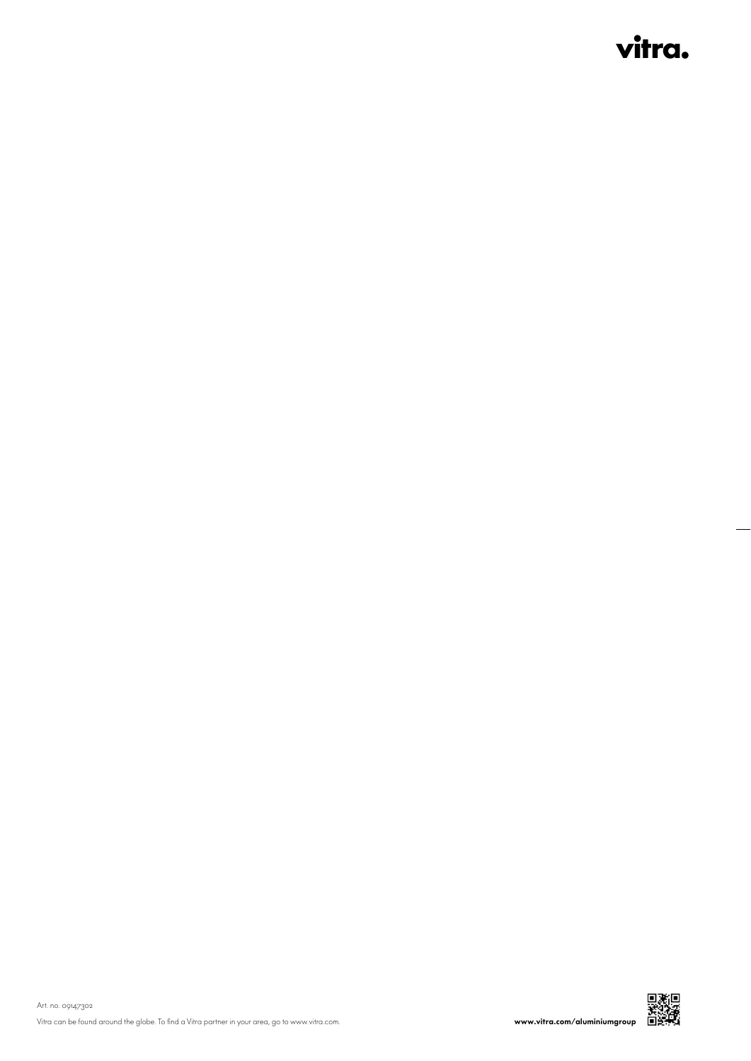vitra.

Art. no. 09147302

Vitra can be found around the globe. To find a Vitra partner in your area, go to www.vitra.com.

**www.vitra.com/aluminiumgroup**